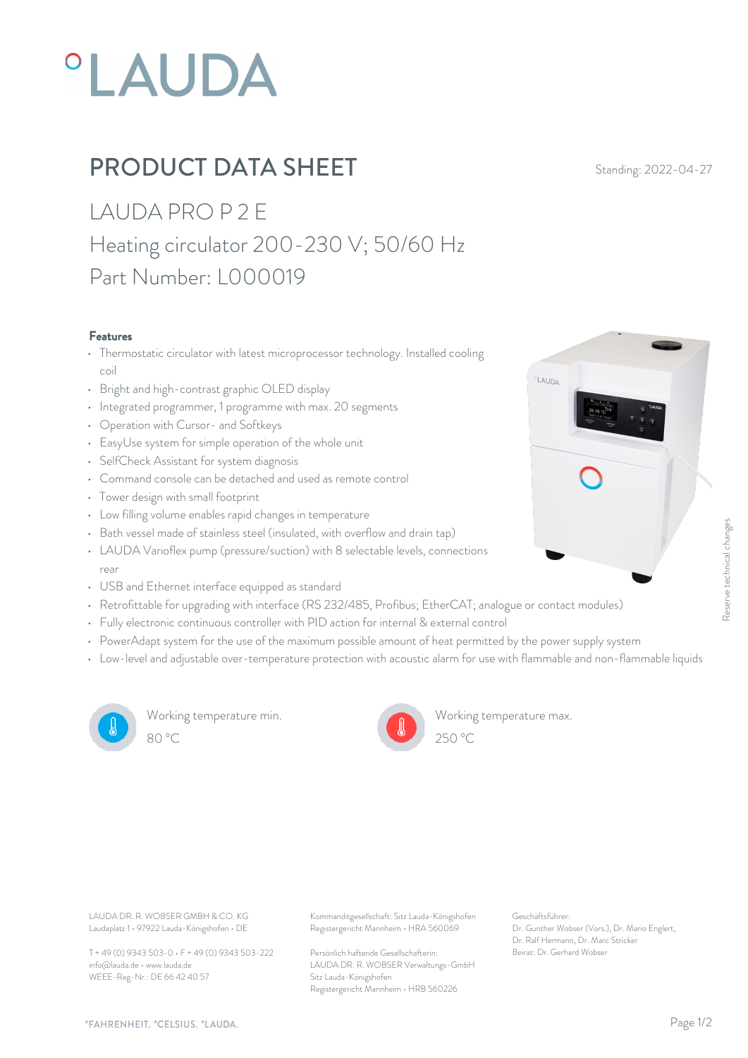# PRODUCT DATA SHEET

Standing: 2022-04-27

## LAUDA PRO P 2 E

## Heating circulator 200-230 V; 50/60 Hz

## Part Number: L000019

### Features

- Thermostatic circulator with latest microprocessor technology. Installed cooling coil
- Bright and high-contrast graphic OLED display
- Integrated programmer, 1 programme with max. 20 segments
- Operation with Cursor- and Softkeys
- EasyUse system for simple operation of the whole unit
- SelfCheck Assistant for system diagnosis
- Command console can be detached and used as remote control
- Tower design with small footprint
- Low filling volume enables rapid changes in temperature
- Bath vessel made of stainless steel (insulated, with overflow and drain tap)
- LAUDA Varioflex pump (pressure/suction) with 8 selectable levels, connections rear
- USB and Ethernet interface equipped as standard
- Retrofittable for upgrading with interface (RS 232/485, Profibus; EtherCAT; analogue or contact modules)
- Fully electronic continuous controller with PID action for internal & external control
- PowerAdapt system for the use of the maximum possible amount of heat permitted by the power supply system
- Low-level and adjustable over-temperature protection with acoustic alarm for use with flammable and non-flammable liquids

Working temperature min.
80 °C

Working temperature max.
250 °C

Reserve technical changes

LAUDA DR. R. WOBSER GMBH & CO. KG
Laudaplatz 1 • 97922 Lauda-Königshofen • DE

T + 49 (0) 9343 503-0 • F + 49 (0) 9343 503-222
info@lauda.de • www.lauda.de
WEEE-Reg-Nr.: DE 66 42 40 57

Kommanditgesellschaft: Sitz Lauda-Königshofen
Registergericht Mannheim • HRA 560069

Persönlich haftende Gesellschafterin:
LAUDA DR. R. WOBSER Verwaltungs-GmbH
Sitz Lauda-Königshofen
Registergericht Mannheim • HRB 560226

Geschäftsführer:
Dr. Gunther Wobser (Vors.), Dr. Mario Englert, Dr. Ralf Hermann, Dr. Marc Stricker
Beirat: Dr. Gerhard Wobser

°FAHRENHEIT. °CELSIUS. °LAUDA.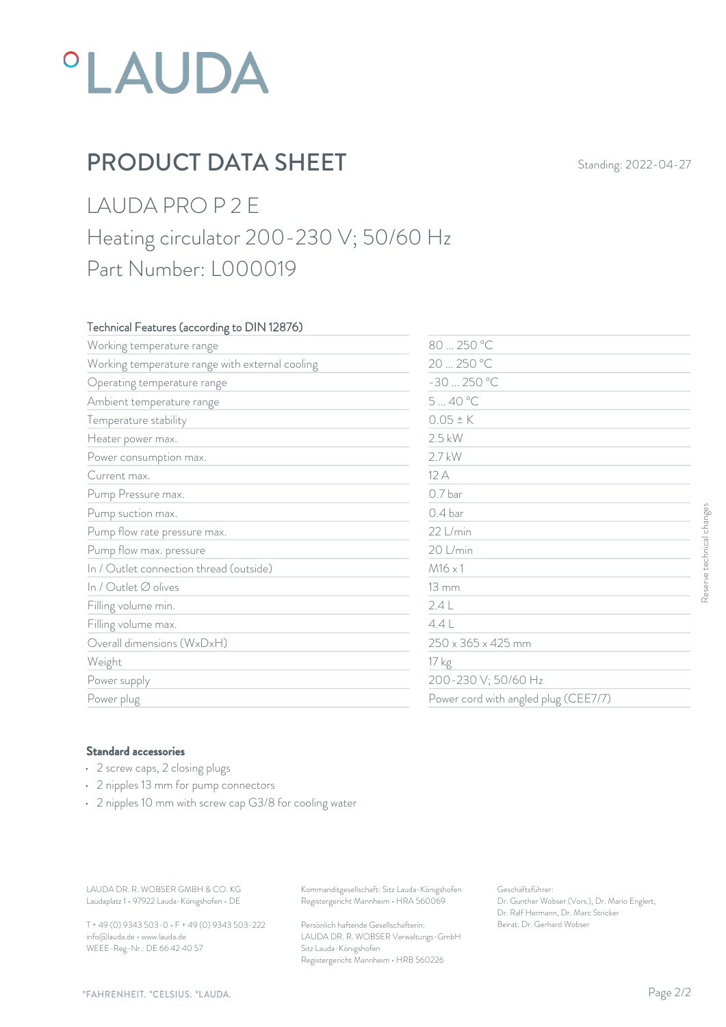°LAUDA

# PRODUCT DATA SHEET

Standing: 2022-04-27

## LAUDA PRO P 2 E

## Heating circulator 200-230 V; 50/60 Hz

## Part Number: L000019

### Technical Features (according to DIN 12876)

| | |
|---|---|
| Working temperature range | 80 ... 250 °C |
| Working temperature range with external cooling | 20 ... 250 °C |
| Operating temperature range | -30 ... 250 °C |
| Ambient temperature range | 5 ... 40 °C |
| Temperature stability | 0.05 ± K |
| Heater power max. | 2.5 kW |
| Power consumption max. | 2.7 kW |
| Current max. | 12 A |
| Pump Pressure max. | 0.7 bar |
| Pump suction max. | 0.4 bar |
| Pump flow rate pressure max. | 22 L/min |
| Pump flow max. pressure | 20 L/min |
| In / Outlet connection thread (outside) | M16 x 1 |
| In / Outlet ∅ olives | 13 mm |
| Filling volume min. | 2.4 L |
| Filling volume max. | 4.4 L |
| Overall dimensions (WxDxH) | 250 x 365 x 425 mm |
| Weight | 17 kg |
| Power supply | 200-230 V; 50/60 Hz |
| Power plug | Power cord with angled plug (CEE7/7) |

### Standard accessories

- 2 screw caps, 2 closing plugs
- 2 nipples 13 mm for pump connectors
- 2 nipples 10 mm with screw cap G3/8 for cooling water

Reserve technical changes

LAUDA DR. R. WOBSER GMBH & CO. KG
Laudaplatz 1 • 97922 Lauda-Königshofen • DE

T + 49 (0) 9343 503-0 • F + 49 (0) 9343 503-222
info@lauda.de • www.lauda.de
WEEE-Reg-Nr.: DE 66 42 40 57

Kommanditgesellschaft: Sitz Lauda-Königshofen
Registergericht Mannheim • HRA 560069

Persönlich haftende Gesellschafterin:
LAUDA DR. R. WOBSER Verwaltungs-GmbH
Sitz Lauda-Königshofen
Registergericht Mannheim • HRB 560226

Geschäftsführer:
Dr. Gunther Wobser (Vors.), Dr. Mario Englert,
Dr. Ralf Hermann, Dr. Marc Stricker
Beirat: Dr. Gerhard Wobser

°FAHRENHEIT. °CELSIUS. °LAUDA.